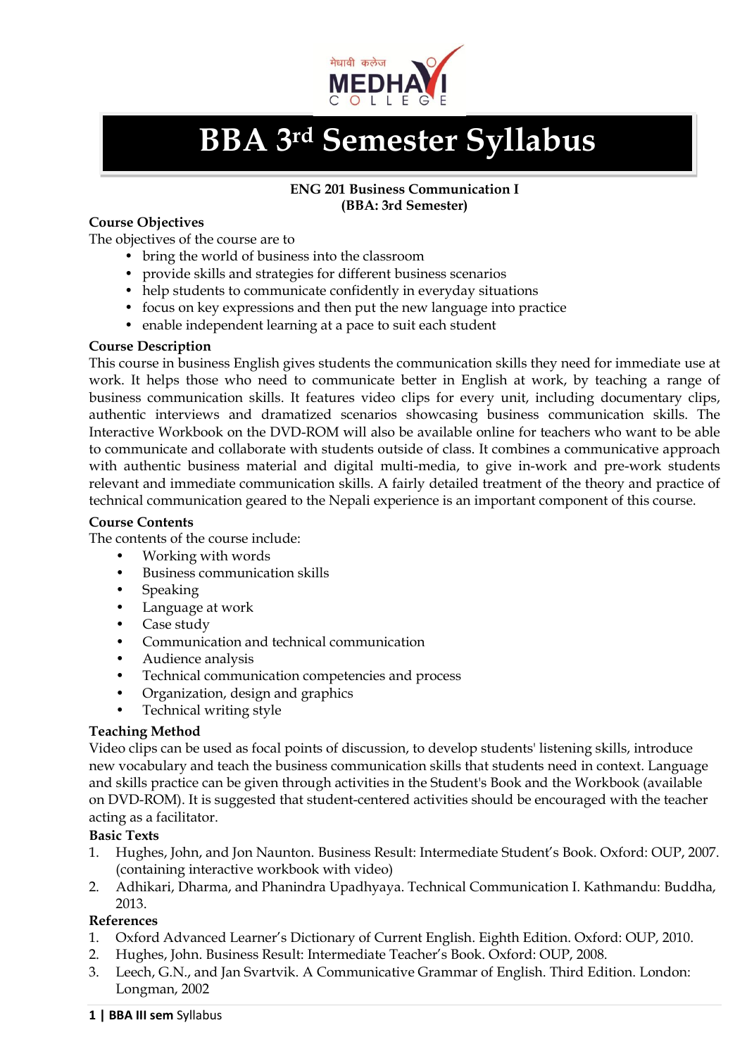# BBA 3rd Semester Syllabus

**ENG 201 Business Communication I**
**(BBA: 3rd Semester)**

**Course Objectives**

The objectives of the course are to

- bring the world of business into the classroom
- provide skills and strategies for different business scenarios
- help students to communicate confidently in everyday situations
- focus on key expressions and then put the new language into practice
- enable independent learning at a pace to suit each student

**Course Description**

This course in business English gives students the communication skills they need for immediate use at work. It helps those who need to communicate better in English at work, by teaching a range of business communication skills. It features video clips for every unit, including documentary clips, authentic interviews and dramatized scenarios showcasing business communication skills. The Interactive Workbook on the DVD-ROM will also be available online for teachers who want to be able to communicate and collaborate with students outside of class. It combines a communicative approach with authentic business material and digital multi-media, to give in-work and pre-work students relevant and immediate communication skills. A fairly detailed treatment of the theory and practice of technical communication geared to the Nepali experience is an important component of this course.

**Course Contents**

The contents of the course include:

- Working with words
- Business communication skills
- Speaking
- Language at work
- Case study
- Communication and technical communication
- Audience analysis
- Technical communication competencies and process
- Organization, design and graphics
- Technical writing style

**Teaching Method**

Video clips can be used as focal points of discussion, to develop students' listening skills, introduce new vocabulary and teach the business communication skills that students need in context. Language and skills practice can be given through activities in the Student's Book and the Workbook (available on DVD-ROM). It is suggested that student-centered activities should be encouraged with the teacher acting as a facilitator.

**Basic Texts**

1. Hughes, John, and Jon Naunton. Business Result: Intermediate Student's Book. Oxford: OUP, 2007. (containing interactive workbook with video)
2. Adhikari, Dharma, and Phanindra Upadhyaya. Technical Communication I. Kathmandu: Buddha, 2013.

**References**

1. Oxford Advanced Learner's Dictionary of Current English. Eighth Edition. Oxford: OUP, 2010.
2. Hughes, John. Business Result: Intermediate Teacher's Book. Oxford: OUP, 2008.
3. Leech, G.N., and Jan Svartvik. A Communicative Grammar of English. Third Edition. London: Longman, 2002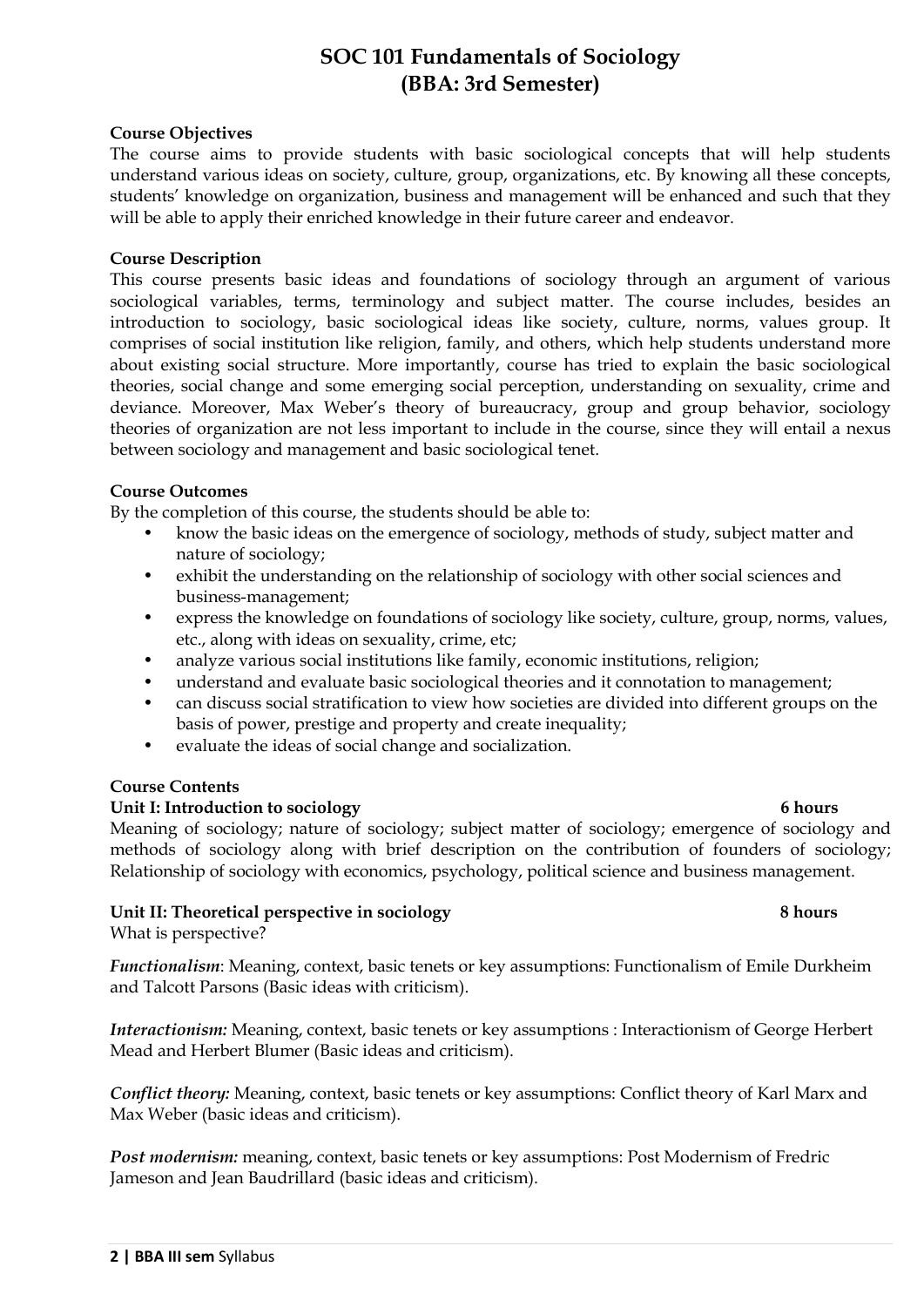# SOC 101 Fundamentals of Sociology
## (BBA: 3rd Semester)

**Course Objectives**

The course aims to provide students with basic sociological concepts that will help students understand various ideas on society, culture, group, organizations, etc. By knowing all these concepts, students' knowledge on organization, business and management will be enhanced and such that they will be able to apply their enriched knowledge in their future career and endeavor.

**Course Description**

This course presents basic ideas and foundations of sociology through an argument of various sociological variables, terms, terminology and subject matter. The course includes, besides an introduction to sociology, basic sociological ideas like society, culture, norms, values group. It comprises of social institution like religion, family, and others, which help students understand more about existing social structure. More importantly, course has tried to explain the basic sociological theories, social change and some emerging social perception, understanding on sexuality, crime and deviance. Moreover, Max Weber's theory of bureaucracy, group and group behavior, sociology theories of organization are not less important to include in the course, since they will entail a nexus between sociology and management and basic sociological tenet.

**Course Outcomes**

By the completion of this course, the students should be able to:

- know the basic ideas on the emergence of sociology, methods of study, subject matter and nature of sociology;
- exhibit the understanding on the relationship of sociology with other social sciences and business-management;
- express the knowledge on foundations of sociology like society, culture, group, norms, values, etc., along with ideas on sexuality, crime, etc;
- analyze various social institutions like family, economic institutions, religion;
- understand and evaluate basic sociological theories and it connotation to management;
- can discuss social stratification to view how societies are divided into different groups on the basis of power, prestige and property and create inequality;
- evaluate the ideas of social change and socialization.

**Course Contents**

**Unit I: Introduction to sociology** **6 hours**

Meaning of sociology; nature of sociology; subject matter of sociology; emergence of sociology and methods of sociology along with brief description on the contribution of founders of sociology; Relationship of sociology with economics, psychology, political science and business management.

**Unit II: Theoretical perspective in sociology** **8 hours**

What is perspective?

***Functionalism***: Meaning, context, basic tenets or key assumptions: Functionalism of Emile Durkheim and Talcott Parsons (Basic ideas with criticism).

***Interactionism:*** Meaning, context, basic tenets or key assumptions : Interactionism of George Herbert Mead and Herbert Blumer (Basic ideas and criticism).

***Conflict theory:*** Meaning, context, basic tenets or key assumptions: Conflict theory of Karl Marx and Max Weber (basic ideas and criticism).

***Post modernism:*** meaning, context, basic tenets or key assumptions: Post Modernism of Fredric Jameson and Jean Baudrillard (basic ideas and criticism).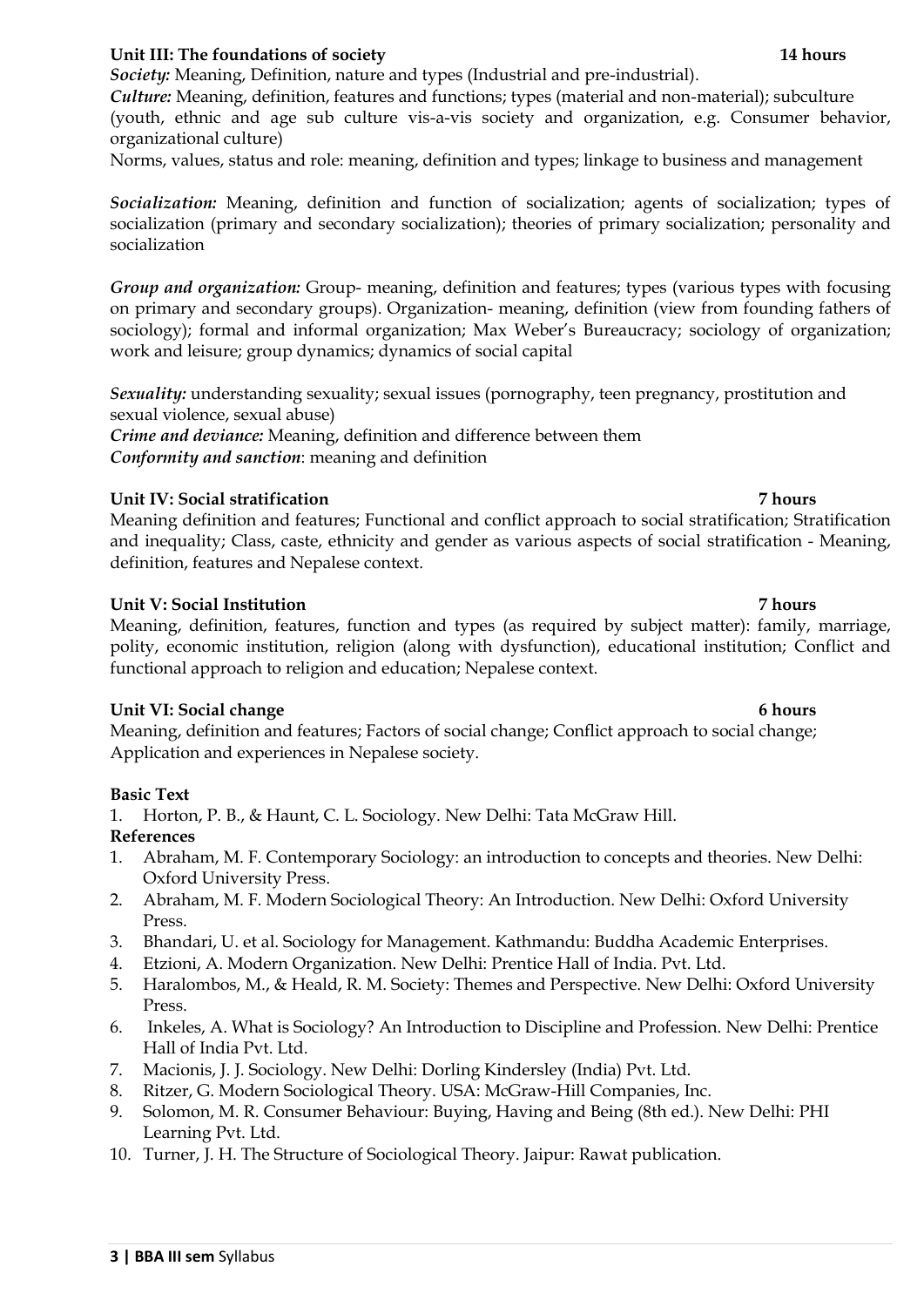**Unit III: The foundations of society** **14 hours**

***Society:*** Meaning, Definition, nature and types (Industrial and pre-industrial).

***Culture:*** Meaning, definition, features and functions; types (material and non-material); subculture (youth, ethnic and age sub culture vis-a-vis society and organization, e.g. Consumer behavior, organizational culture)

Norms, values, status and role: meaning, definition and types; linkage to business and management

***Socialization:*** Meaning, definition and function of socialization; agents of socialization; types of socialization (primary and secondary socialization); theories of primary socialization; personality and socialization

***Group and organization:*** Group- meaning, definition and features; types (various types with focusing on primary and secondary groups). Organization- meaning, definition (view from founding fathers of sociology); formal and informal organization; Max Weber's Bureaucracy; sociology of organization; work and leisure; group dynamics; dynamics of social capital

***Sexuality:*** understanding sexuality; sexual issues (pornography, teen pregnancy, prostitution and sexual violence, sexual abuse)

***Crime and deviance:*** Meaning, definition and difference between them

***Conformity and sanction***: meaning and definition

**Unit IV: Social stratification** **7 hours**

Meaning definition and features; Functional and conflict approach to social stratification; Stratification and inequality; Class, caste, ethnicity and gender as various aspects of social stratification - Meaning, definition, features and Nepalese context.

**Unit V: Social Institution** **7 hours**

Meaning, definition, features, function and types (as required by subject matter): family, marriage, polity, economic institution, religion (along with dysfunction), educational institution; Conflict and functional approach to religion and education; Nepalese context.

**Unit VI: Social change** **6 hours**

Meaning, definition and features; Factors of social change; Conflict approach to social change; Application and experiences in Nepalese society.

**Basic Text**

1. Horton, P. B., & Haunt, C. L. Sociology. New Delhi: Tata McGraw Hill.

**References**

1. Abraham, M. F. Contemporary Sociology: an introduction to concepts and theories. New Delhi: Oxford University Press.
2. Abraham, M. F. Modern Sociological Theory: An Introduction. New Delhi: Oxford University Press.
3. Bhandari, U. et al. Sociology for Management. Kathmandu: Buddha Academic Enterprises.
4. Etzioni, A. Modern Organization. New Delhi: Prentice Hall of India. Pvt. Ltd.
5. Haralombos, M., & Heald, R. M. Society: Themes and Perspective. New Delhi: Oxford University Press.
6. Inkeles, A. What is Sociology? An Introduction to Discipline and Profession. New Delhi: Prentice Hall of India Pvt. Ltd.
7. Macionis, J. J. Sociology. New Delhi: Dorling Kindersley (India) Pvt. Ltd.
8. Ritzer, G. Modern Sociological Theory. USA: McGraw-Hill Companies, Inc.
9. Solomon, M. R. Consumer Behaviour: Buying, Having and Being (8th ed.). New Delhi: PHI Learning Pvt. Ltd.
10. Turner, J. H. The Structure of Sociological Theory. Jaipur: Rawat publication.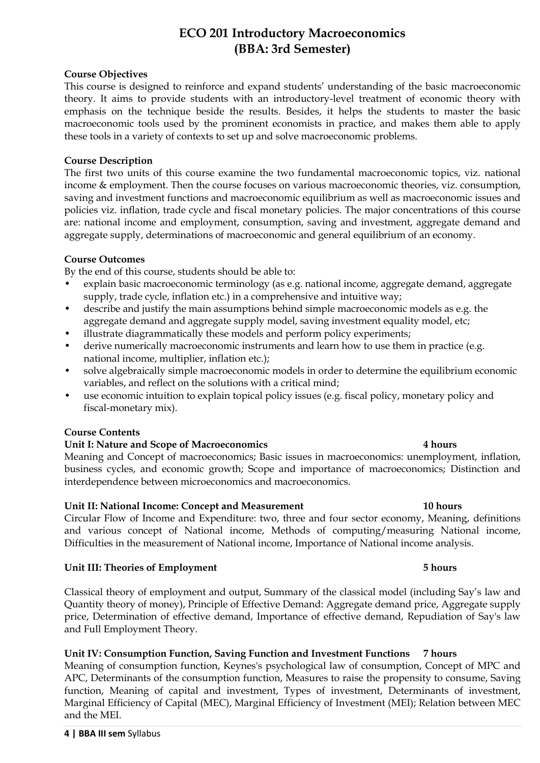# ECO 201 Introductory Macroeconomics
# (BBA: 3rd Semester)

**Course Objectives**

This course is designed to reinforce and expand students' understanding of the basic macroeconomic theory. It aims to provide students with an introductory-level treatment of economic theory with emphasis on the technique beside the results. Besides, it helps the students to master the basic macroeconomic tools used by the prominent economists in practice, and makes them able to apply these tools in a variety of contexts to set up and solve macroeconomic problems.

**Course Description**

The first two units of this course examine the two fundamental macroeconomic topics, viz. national income & employment. Then the course focuses on various macroeconomic theories, viz. consumption, saving and investment functions and macroeconomic equilibrium as well as macroeconomic issues and policies viz. inflation, trade cycle and fiscal monetary policies. The major concentrations of this course are: national income and employment, consumption, saving and investment, aggregate demand and aggregate supply, determinations of macroeconomic and general equilibrium of an economy.

**Course Outcomes**

By the end of this course, students should be able to:

- explain basic macroeconomic terminology (as e.g. national income, aggregate demand, aggregate supply, trade cycle, inflation etc.) in a comprehensive and intuitive way;
- describe and justify the main assumptions behind simple macroeconomic models as e.g. the aggregate demand and aggregate supply model, saving investment equality model, etc;
- illustrate diagrammatically these models and perform policy experiments;
- derive numerically macroeconomic instruments and learn how to use them in practice (e.g. national income, multiplier, inflation etc.);
- solve algebraically simple macroeconomic models in order to determine the equilibrium economic variables, and reflect on the solutions with a critical mind;
- use economic intuition to explain topical policy issues (e.g. fiscal policy, monetary policy and fiscal-monetary mix).

**Course Contents**

**Unit I: Nature and Scope of Macroeconomics** **4 hours**

Meaning and Concept of macroeconomics; Basic issues in macroeconomics: unemployment, inflation, business cycles, and economic growth; Scope and importance of macroeconomics; Distinction and interdependence between microeconomics and macroeconomics.

**Unit II: National Income: Concept and Measurement** **10 hours**

Circular Flow of Income and Expenditure: two, three and four sector economy, Meaning, definitions and various concept of National income, Methods of computing/measuring National income, Difficulties in the measurement of National income, Importance of National income analysis.

**Unit III: Theories of Employment** **5 hours**

Classical theory of employment and output, Summary of the classical model (including Say's law and Quantity theory of money), Principle of Effective Demand: Aggregate demand price, Aggregate supply price, Determination of effective demand, Importance of effective demand, Repudiation of Say's law and Full Employment Theory.

**Unit IV: Consumption Function, Saving Function and Investment Functions** **7 hours**

Meaning of consumption function, Keynes's psychological law of consumption, Concept of MPC and APC, Determinants of the consumption function, Measures to raise the propensity to consume, Saving function, Meaning of capital and investment, Types of investment, Determinants of investment, Marginal Efficiency of Capital (MEC), Marginal Efficiency of Investment (MEI); Relation between MEC and the MEI.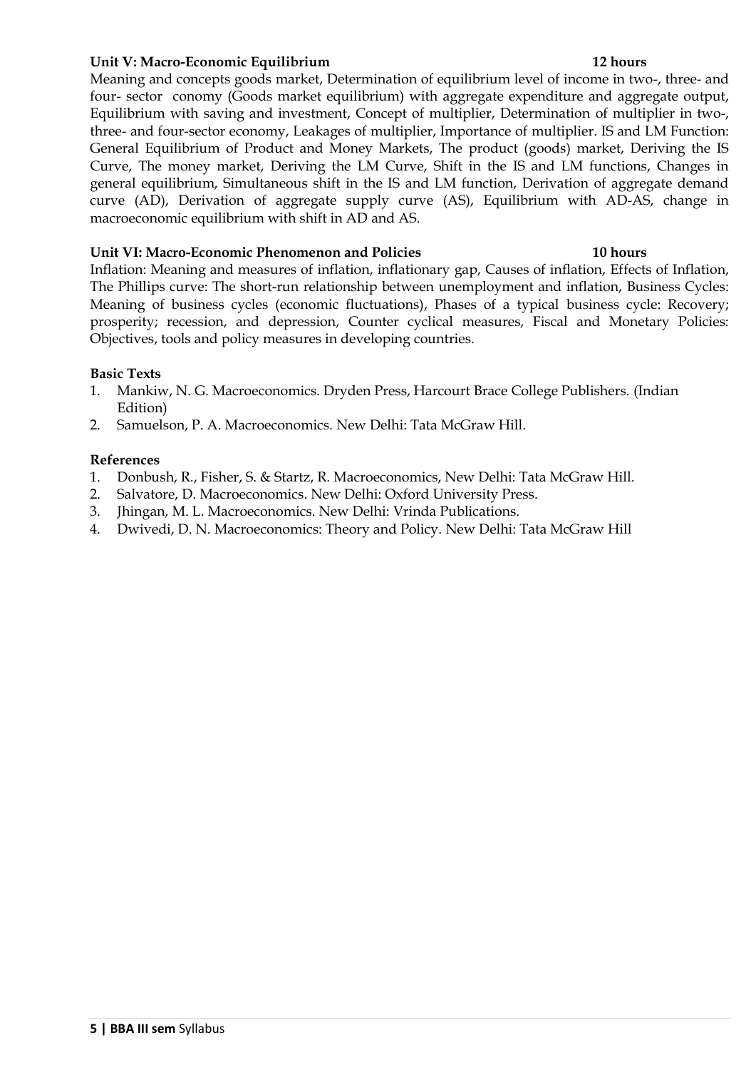**Unit V: Macro-Economic Equilibrium** **12 hours**

Meaning and concepts goods market, Determination of equilibrium level of income in two-, three- and four- sector conomy (Goods market equilibrium) with aggregate expenditure and aggregate output, Equilibrium with saving and investment, Concept of multiplier, Determination of multiplier in two-, three- and four-sector economy, Leakages of multiplier, Importance of multiplier. IS and LM Function: General Equilibrium of Product and Money Markets, The product (goods) market, Deriving the IS Curve, The money market, Deriving the LM Curve, Shift in the IS and LM functions, Changes in general equilibrium, Simultaneous shift in the IS and LM function, Derivation of aggregate demand curve (AD), Derivation of aggregate supply curve (AS), Equilibrium with AD-AS, change in macroeconomic equilibrium with shift in AD and AS.

**Unit VI: Macro-Economic Phenomenon and Policies** **10 hours**

Inflation: Meaning and measures of inflation, inflationary gap, Causes of inflation, Effects of Inflation, The Phillips curve: The short-run relationship between unemployment and inflation, Business Cycles: Meaning of business cycles (economic fluctuations), Phases of a typical business cycle: Recovery; prosperity; recession, and depression, Counter cyclical measures, Fiscal and Monetary Policies: Objectives, tools and policy measures in developing countries.

**Basic Texts**

1. Mankiw, N. G. Macroeconomics. Dryden Press, Harcourt Brace College Publishers. (Indian Edition)
2. Samuelson, P. A. Macroeconomics. New Delhi: Tata McGraw Hill.

**References**

1. Donbush, R., Fisher, S. & Startz, R. Macroeconomics, New Delhi: Tata McGraw Hill.
2. Salvatore, D. Macroeconomics. New Delhi: Oxford University Press.
3. Jhingan, M. L. Macroeconomics. New Delhi: Vrinda Publications.
4. Dwivedi, D. N. Macroeconomics: Theory and Policy. New Delhi: Tata McGraw Hill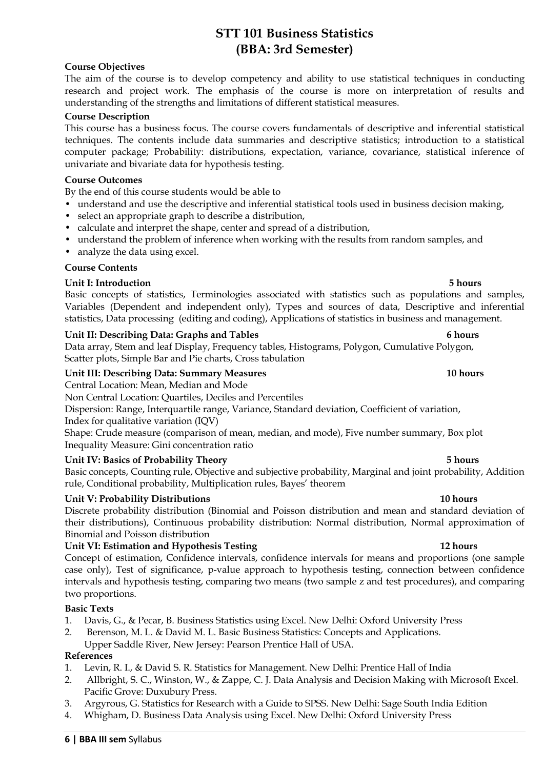# STT 101 Business Statistics
## (BBA: 3rd Semester)

**Course Objectives**

The aim of the course is to develop competency and ability to use statistical techniques in conducting research and project work. The emphasis of the course is more on interpretation of results and understanding of the strengths and limitations of different statistical measures.

**Course Description**

This course has a business focus. The course covers fundamentals of descriptive and inferential statistical techniques. The contents include data summaries and descriptive statistics; introduction to a statistical computer package; Probability: distributions, expectation, variance, covariance, statistical inference of univariate and bivariate data for hypothesis testing.

**Course Outcomes**

By the end of this course students would be able to

- understand and use the descriptive and inferential statistical tools used in business decision making,
- select an appropriate graph to describe a distribution,
- calculate and interpret the shape, center and spread of a distribution,
- understand the problem of inference when working with the results from random samples, and
- analyze the data using excel.

**Course Contents**

**Unit I: Introduction** **5 hours**

Basic concepts of statistics, Terminologies associated with statistics such as populations and samples, Variables (Dependent and independent only), Types and sources of data, Descriptive and inferential statistics, Data processing (editing and coding), Applications of statistics in business and management.

**Unit II: Describing Data: Graphs and Tables** **6 hours**

Data array, Stem and leaf Display, Frequency tables, Histograms, Polygon, Cumulative Polygon, Scatter plots, Simple Bar and Pie charts, Cross tabulation

**Unit III: Describing Data: Summary Measures** **10 hours**

Central Location: Mean, Median and Mode

Non Central Location: Quartiles, Deciles and Percentiles

Dispersion: Range, Interquartile range, Variance, Standard deviation, Coefficient of variation, Index for qualitative variation (IQV)

Shape: Crude measure (comparison of mean, median, and mode), Five number summary, Box plot

Inequality Measure: Gini concentration ratio

**Unit IV: Basics of Probability Theory** **5 hours**

Basic concepts, Counting rule, Objective and subjective probability, Marginal and joint probability, Addition rule, Conditional probability, Multiplication rules, Bayes' theorem

**Unit V: Probability Distributions** **10 hours**

Discrete probability distribution (Binomial and Poisson distribution and mean and standard deviation of their distributions), Continuous probability distribution: Normal distribution, Normal approximation of Binomial and Poisson distribution

**Unit VI: Estimation and Hypothesis Testing** **12 hours**

Concept of estimation, Confidence intervals, confidence intervals for means and proportions (one sample case only), Test of significance, p-value approach to hypothesis testing, connection between confidence intervals and hypothesis testing, comparing two means (two sample z and test procedures), and comparing two proportions.

**Basic Texts**

1. Davis, G., & Pecar, B. Business Statistics using Excel. New Delhi: Oxford University Press
2. Berenson, M. L. & David M. L. Basic Business Statistics: Concepts and Applications. Upper Saddle River, New Jersey: Pearson Prentice Hall of USA.

**References**

1. Levin, R. I., & David S. R. Statistics for Management. New Delhi: Prentice Hall of India
2. Allbright, S. C., Winston, W., & Zappe, C. J. Data Analysis and Decision Making with Microsoft Excel. Pacific Grove: Duxubury Press.
3. Argyrous, G. Statistics for Research with a Guide to SPSS. New Delhi: Sage South India Edition
4. Whigham, D. Business Data Analysis using Excel. New Delhi: Oxford University Press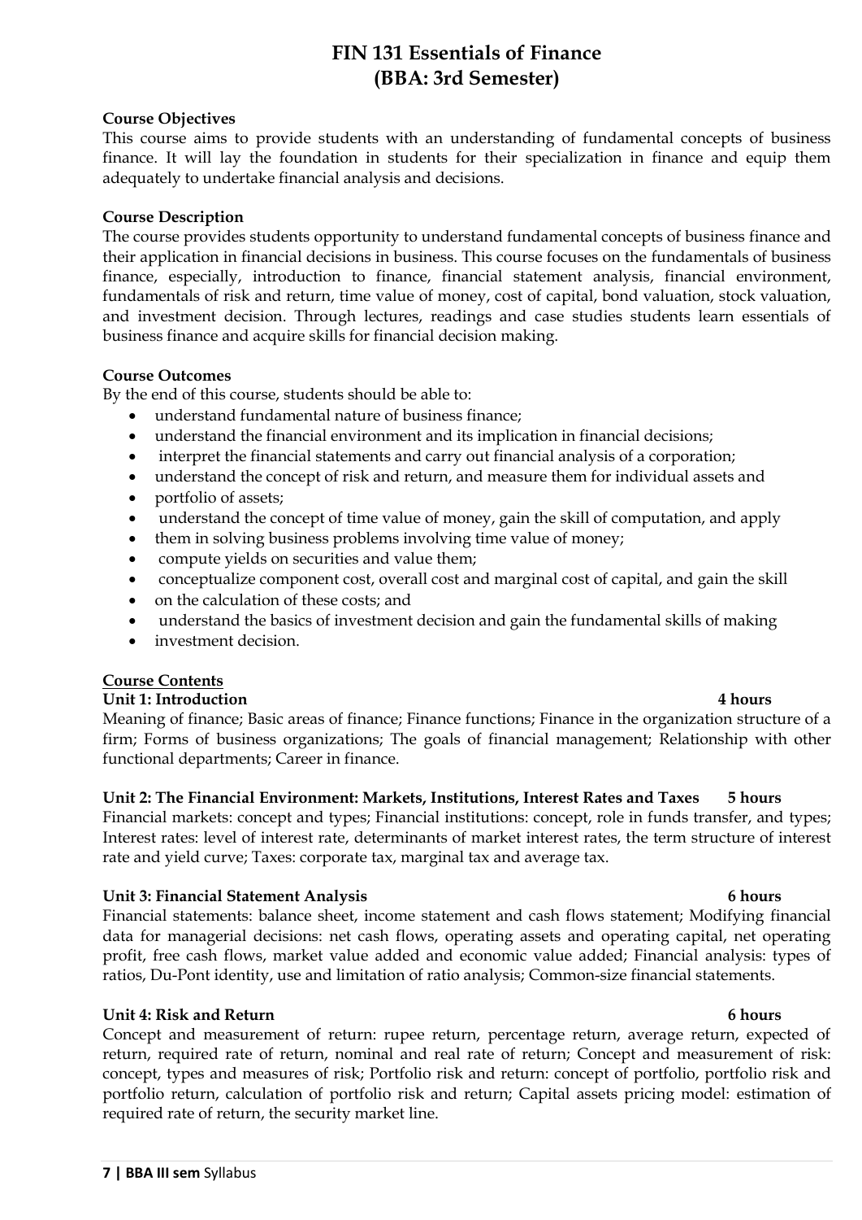# FIN 131 Essentials of Finance
## (BBA: 3rd Semester)

**Course Objectives**

This course aims to provide students with an understanding of fundamental concepts of business finance. It will lay the foundation in students for their specialization in finance and equip them adequately to undertake financial analysis and decisions.

**Course Description**

The course provides students opportunity to understand fundamental concepts of business finance and their application in financial decisions in business. This course focuses on the fundamentals of business finance, especially, introduction to finance, financial statement analysis, financial environment, fundamentals of risk and return, time value of money, cost of capital, bond valuation, stock valuation, and investment decision. Through lectures, readings and case studies students learn essentials of business finance and acquire skills for financial decision making.

**Course Outcomes**

By the end of this course, students should be able to:

- understand fundamental nature of business finance;
- understand the financial environment and its implication in financial decisions;
- interpret the financial statements and carry out financial analysis of a corporation;
- understand the concept of risk and return, and measure them for individual assets and
- portfolio of assets;
- understand the concept of time value of money, gain the skill of computation, and apply
- them in solving business problems involving time value of money;
- compute yields on securities and value them;
- conceptualize component cost, overall cost and marginal cost of capital, and gain the skill
- on the calculation of these costs; and
- understand the basics of investment decision and gain the fundamental skills of making
- investment decision.

**Course Contents**

**Unit 1: Introduction 4 hours**

Meaning of finance; Basic areas of finance; Finance functions; Finance in the organization structure of a firm; Forms of business organizations; The goals of financial management; Relationship with other functional departments; Career in finance.

**Unit 2: The Financial Environment: Markets, Institutions, Interest Rates and Taxes 5 hours**

Financial markets: concept and types; Financial institutions: concept, role in funds transfer, and types; Interest rates: level of interest rate, determinants of market interest rates, the term structure of interest rate and yield curve; Taxes: corporate tax, marginal tax and average tax.

**Unit 3: Financial Statement Analysis 6 hours**

Financial statements: balance sheet, income statement and cash flows statement; Modifying financial data for managerial decisions: net cash flows, operating assets and operating capital, net operating profit, free cash flows, market value added and economic value added; Financial analysis: types of ratios, Du-Pont identity, use and limitation of ratio analysis; Common-size financial statements.

**Unit 4: Risk and Return 6 hours**

Concept and measurement of return: rupee return, percentage return, average return, expected of return, required rate of return, nominal and real rate of return; Concept and measurement of risk: concept, types and measures of risk; Portfolio risk and return: concept of portfolio, portfolio risk and portfolio return, calculation of portfolio risk and return; Capital assets pricing model: estimation of required rate of return, the security market line.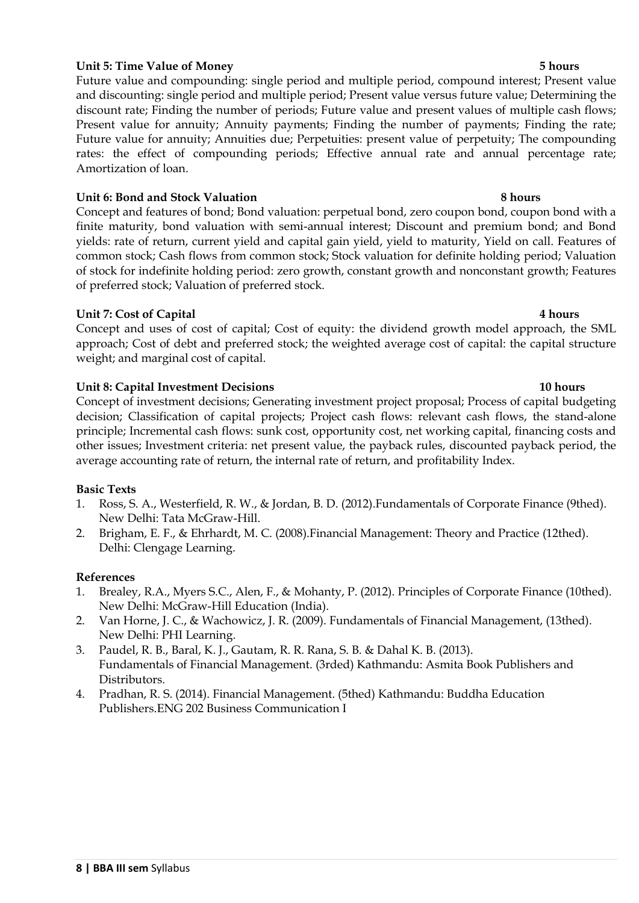**Unit 5: Time Value of Money** **5 hours**

Future value and compounding: single period and multiple period, compound interest; Present value and discounting: single period and multiple period; Present value versus future value; Determining the discount rate; Finding the number of periods; Future value and present values of multiple cash flows; Present value for annuity; Annuity payments; Finding the number of payments; Finding the rate; Future value for annuity; Annuities due; Perpetuities: present value of perpetuity; The compounding rates: the effect of compounding periods; Effective annual rate and annual percentage rate; Amortization of loan.

**Unit 6: Bond and Stock Valuation** **8 hours**

Concept and features of bond; Bond valuation: perpetual bond, zero coupon bond, coupon bond with a finite maturity, bond valuation with semi-annual interest; Discount and premium bond; and Bond yields: rate of return, current yield and capital gain yield, yield to maturity, Yield on call. Features of common stock; Cash flows from common stock; Stock valuation for definite holding period; Valuation of stock for indefinite holding period: zero growth, constant growth and nonconstant growth; Features of preferred stock; Valuation of preferred stock.

**Unit 7: Cost of Capital** **4 hours**

Concept and uses of cost of capital; Cost of equity: the dividend growth model approach, the SML approach; Cost of debt and preferred stock; the weighted average cost of capital: the capital structure weight; and marginal cost of capital.

**Unit 8: Capital Investment Decisions** **10 hours**

Concept of investment decisions; Generating investment project proposal; Process of capital budgeting decision; Classification of capital projects; Project cash flows: relevant cash flows, the stand-alone principle; Incremental cash flows: sunk cost, opportunity cost, net working capital, financing costs and other issues; Investment criteria: net present value, the payback rules, discounted payback period, the average accounting rate of return, the internal rate of return, and profitability Index.

**Basic Texts**

1. Ross, S. A., Westerfield, R. W., & Jordan, B. D. (2012).Fundamentals of Corporate Finance (9thed). New Delhi: Tata McGraw-Hill.
2. Brigham, E. F., & Ehrhardt, M. C. (2008).Financial Management: Theory and Practice (12thed). Delhi: Clengage Learning.

**References**

1. Brealey, R.A., Myers S.C., Alen, F., & Mohanty, P. (2012). Principles of Corporate Finance (10thed). New Delhi: McGraw-Hill Education (India).
2. Van Horne, J. C., & Wachowicz, J. R. (2009). Fundamentals of Financial Management, (13thed). New Delhi: PHI Learning.
3. Paudel, R. B., Baral, K. J., Gautam, R. R. Rana, S. B. & Dahal K. B. (2013). Fundamentals of Financial Management. (3rded) Kathmandu: Asmita Book Publishers and Distributors.
4. Pradhan, R. S. (2014). Financial Management. (5thed) Kathmandu: Buddha Education Publishers.ENG 202 Business Communication I